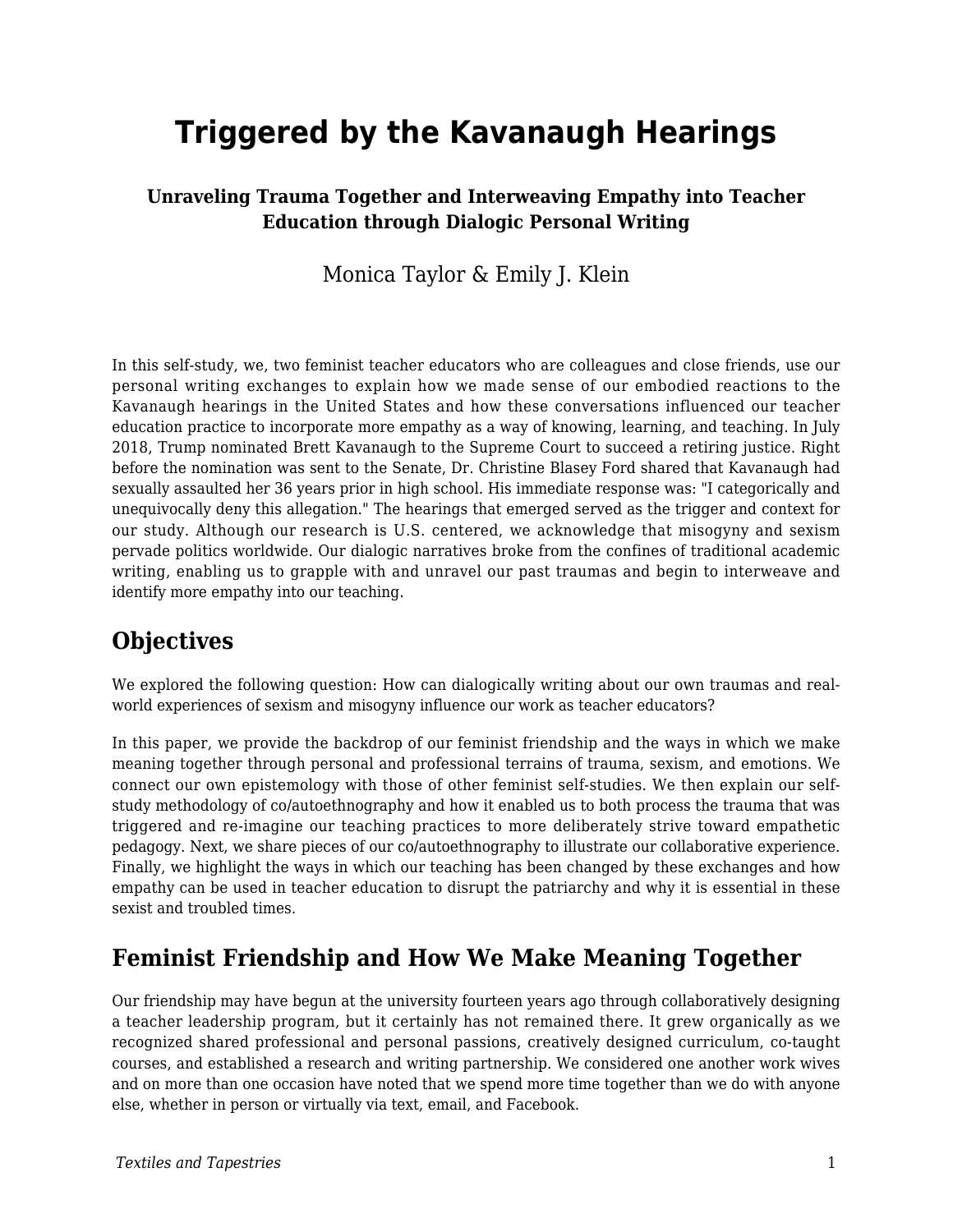# Triggered by the Kavanaugh Hearings

### Unraveling Trauma Together and Interweaving Empathy into Teacher Education through Dialogic Personal Writing

Monica Taylor & Emily J. Klein

In this self-study, we, two feminist teacher educators who are colleagues and close friends, use our personal writing exchanges to explain how we made sense of our embodied reactions to the Kavanaugh hearings in the United States and how these conversations influenced our teacher education practice to incorporate more empathy as a way of knowing, learning, and teaching. In July 2018, Trump nominated Brett Kavanaugh to the Supreme Court to succeed a retiring justice. Right before the nomination was sent to the Senate, Dr. Christine Blasey Ford shared that Kavanaugh had sexually assaulted her 36 years prior in high school. His immediate response was: "I categorically and unequivocally deny this allegation." The hearings that emerged served as the trigger and context for our study. Although our research is U.S. centered, we acknowledge that misogyny and sexism pervade politics worldwide. Our dialogic narratives broke from the confines of traditional academic writing, enabling us to grapple with and unravel our past traumas and begin to interweave and identify more empathy into our teaching.

## Objectives

We explored the following question: How can dialogically writing about our own traumas and real-world experiences of sexism and misogyny influence our work as teacher educators?

In this paper, we provide the backdrop of our feminist friendship and the ways in which we make meaning together through personal and professional terrains of trauma, sexism, and emotions. We connect our own epistemology with those of other feminist self-studies. We then explain our self-study methodology of co/autoethnography and how it enabled us to both process the trauma that was triggered and re-imagine our teaching practices to more deliberately strive toward empathetic pedagogy. Next, we share pieces of our co/autoethnography to illustrate our collaborative experience. Finally, we highlight the ways in which our teaching has been changed by these exchanges and how empathy can be used in teacher education to disrupt the patriarchy and why it is essential in these sexist and troubled times.

## Feminist Friendship and How We Make Meaning Together

Our friendship may have begun at the university fourteen years ago through collaboratively designing a teacher leadership program, but it certainly has not remained there. It grew organically as we recognized shared professional and personal passions, creatively designed curriculum, co-taught courses, and established a research and writing partnership. We considered one another work wives and on more than one occasion have noted that we spend more time together than we do with anyone else, whether in person or virtually via text, email, and Facebook.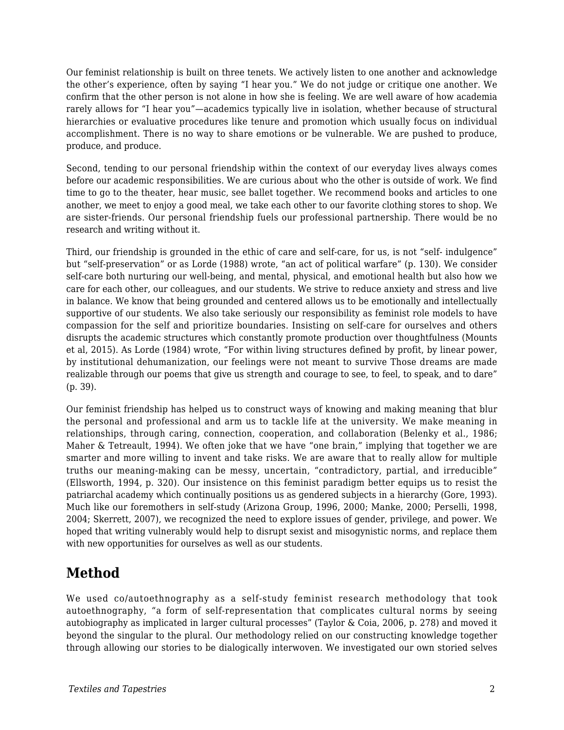Our feminist relationship is built on three tenets. We actively listen to one another and acknowledge the other's experience, often by saying "I hear you." We do not judge or critique one another. We confirm that the other person is not alone in how she is feeling. We are well aware of how academia rarely allows for "I hear you"—academics typically live in isolation, whether because of structural hierarchies or evaluative procedures like tenure and promotion which usually focus on individual accomplishment. There is no way to share emotions or be vulnerable. We are pushed to produce, produce, and produce.

Second, tending to our personal friendship within the context of our everyday lives always comes before our academic responsibilities. We are curious about who the other is outside of work. We find time to go to the theater, hear music, see ballet together. We recommend books and articles to one another, we meet to enjoy a good meal, we take each other to our favorite clothing stores to shop. We are sister-friends. Our personal friendship fuels our professional partnership. There would be no research and writing without it.

Third, our friendship is grounded in the ethic of care and self-care, for us, is not "self- indulgence" but "self-preservation" or as Lorde (1988) wrote, "an act of political warfare" (p. 130). We consider self-care both nurturing our well-being, and mental, physical, and emotional health but also how we care for each other, our colleagues, and our students. We strive to reduce anxiety and stress and live in balance. We know that being grounded and centered allows us to be emotionally and intellectually supportive of our students. We also take seriously our responsibility as feminist role models to have compassion for the self and prioritize boundaries. Insisting on self-care for ourselves and others disrupts the academic structures which constantly promote production over thoughtfulness (Mounts et al, 2015). As Lorde (1984) wrote, "For within living structures defined by profit, by linear power, by institutional dehumanization, our feelings were not meant to survive Those dreams are made realizable through our poems that give us strength and courage to see, to feel, to speak, and to dare" (p. 39).

Our feminist friendship has helped us to construct ways of knowing and making meaning that blur the personal and professional and arm us to tackle life at the university. We make meaning in relationships, through caring, connection, cooperation, and collaboration (Belenky et al., 1986; Maher & Tetreault, 1994). We often joke that we have "one brain," implying that together we are smarter and more willing to invent and take risks. We are aware that to really allow for multiple truths our meaning-making can be messy, uncertain, "contradictory, partial, and irreducible" (Ellsworth, 1994, p. 320). Our insistence on this feminist paradigm better equips us to resist the patriarchal academy which continually positions us as gendered subjects in a hierarchy (Gore, 1993). Much like our foremothers in self-study (Arizona Group, 1996, 2000; Manke, 2000; Perselli, 1998, 2004; Skerrett, 2007), we recognized the need to explore issues of gender, privilege, and power. We hoped that writing vulnerably would help to disrupt sexist and misogynistic norms, and replace them with new opportunities for ourselves as well as our students.

## Method

We used co/autoethnography as a self-study feminist research methodology that took autoethnography, "a form of self-representation that complicates cultural norms by seeing autobiography as implicated in larger cultural processes" (Taylor & Coia, 2006, p. 278) and moved it beyond the singular to the plural. Our methodology relied on our constructing knowledge together through allowing our stories to be dialogically interwoven. We investigated our own storied selves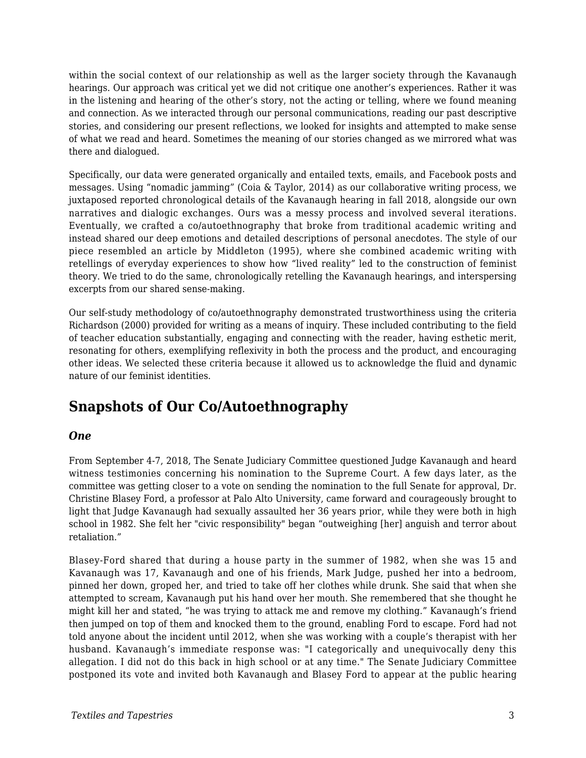within the social context of our relationship as well as the larger society through the Kavanaugh hearings. Our approach was critical yet we did not critique one another's experiences. Rather it was in the listening and hearing of the other's story, not the acting or telling, where we found meaning and connection. As we interacted through our personal communications, reading our past descriptive stories, and considering our present reflections, we looked for insights and attempted to make sense of what we read and heard. Sometimes the meaning of our stories changed as we mirrored what was there and dialogued.

Specifically, our data were generated organically and entailed texts, emails, and Facebook posts and messages. Using "nomadic jamming" (Coia & Taylor, 2014) as our collaborative writing process, we juxtaposed reported chronological details of the Kavanaugh hearing in fall 2018, alongside our own narratives and dialogic exchanges. Ours was a messy process and involved several iterations. Eventually, we crafted a co/autoethnography that broke from traditional academic writing and instead shared our deep emotions and detailed descriptions of personal anecdotes. The style of our piece resembled an article by Middleton (1995), where she combined academic writing with retellings of everyday experiences to show how "lived reality" led to the construction of feminist theory. We tried to do the same, chronologically retelling the Kavanaugh hearings, and interspersing excerpts from our shared sense-making.

Our self-study methodology of co/autoethnography demonstrated trustworthiness using the criteria Richardson (2000) provided for writing as a means of inquiry. These included contributing to the field of teacher education substantially, engaging and connecting with the reader, having esthetic merit, resonating for others, exemplifying reflexivity in both the process and the product, and encouraging other ideas. We selected these criteria because it allowed us to acknowledge the fluid and dynamic nature of our feminist identities.

## Snapshots of Our Co/Autoethnography

### *One*

From September 4-7, 2018, The Senate Judiciary Committee questioned Judge Kavanaugh and heard witness testimonies concerning his nomination to the Supreme Court. A few days later, as the committee was getting closer to a vote on sending the nomination to the full Senate for approval, Dr. Christine Blasey Ford, a professor at Palo Alto University, came forward and courageously brought to light that Judge Kavanaugh had sexually assaulted her 36 years prior, while they were both in high school in 1982. She felt her "civic responsibility" began "outweighing [her] anguish and terror about retaliation."

Blasey-Ford shared that during a house party in the summer of 1982, when she was 15 and Kavanaugh was 17, Kavanaugh and one of his friends, Mark Judge, pushed her into a bedroom, pinned her down, groped her, and tried to take off her clothes while drunk. She said that when she attempted to scream, Kavanaugh put his hand over her mouth. She remembered that she thought he might kill her and stated, "he was trying to attack me and remove my clothing." Kavanaugh's friend then jumped on top of them and knocked them to the ground, enabling Ford to escape. Ford had not told anyone about the incident until 2012, when she was working with a couple's therapist with her husband. Kavanaugh's immediate response was: "I categorically and unequivocally deny this allegation. I did not do this back in high school or at any time." The Senate Judiciary Committee postponed its vote and invited both Kavanaugh and Blasey Ford to appear at the public hearing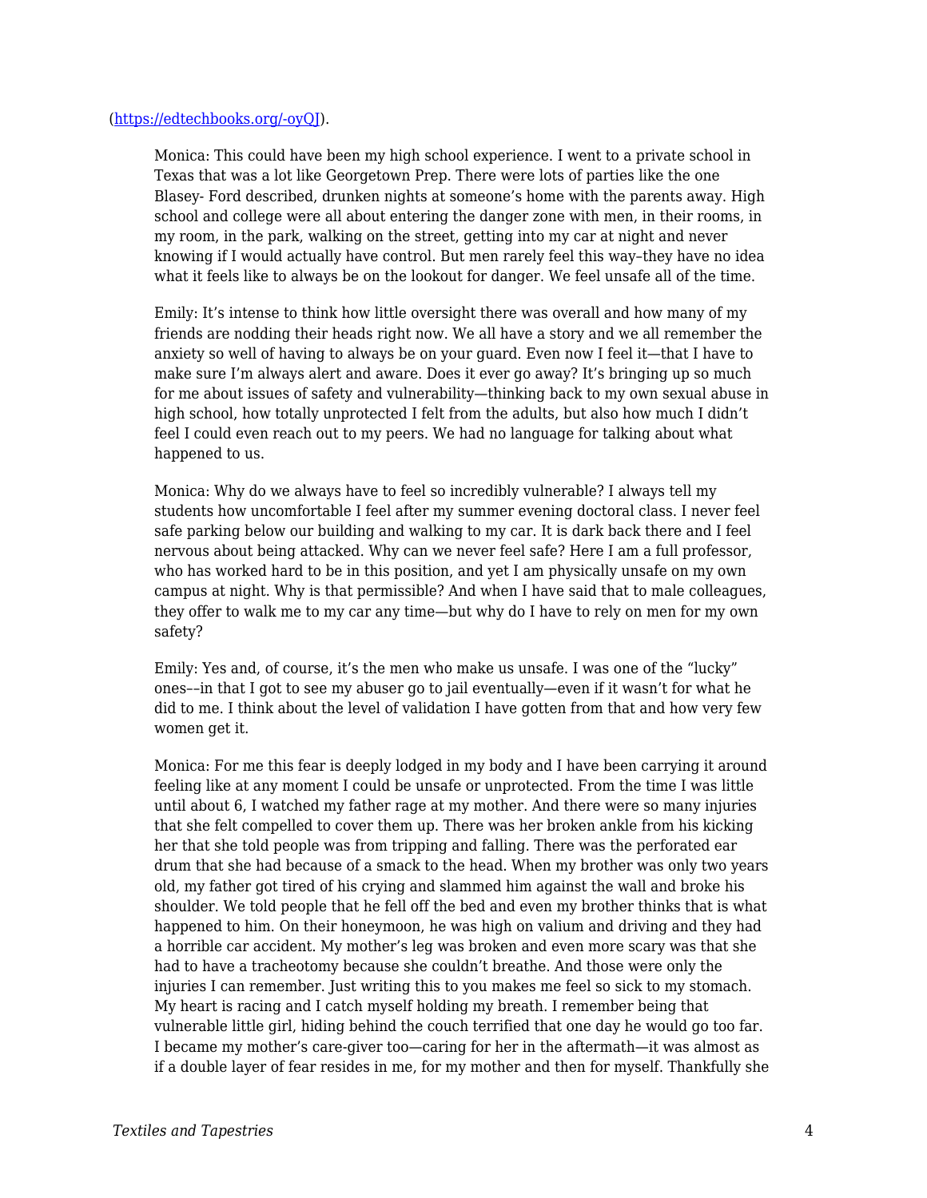(https://edtechbooks.org/-oyQJ).

> Monica: This could have been my high school experience. I went to a private school in Texas that was a lot like Georgetown Prep. There were lots of parties like the one Blasey- Ford described, drunken nights at someone's home with the parents away. High school and college were all about entering the danger zone with men, in their rooms, in my room, in the park, walking on the street, getting into my car at night and never knowing if I would actually have control. But men rarely feel this way–they have no idea what it feels like to always be on the lookout for danger. We feel unsafe all of the time.
>
> Emily: It's intense to think how little oversight there was overall and how many of my friends are nodding their heads right now. We all have a story and we all remember the anxiety so well of having to always be on your guard. Even now I feel it—that I have to make sure I'm always alert and aware. Does it ever go away? It's bringing up so much for me about issues of safety and vulnerability—thinking back to my own sexual abuse in high school, how totally unprotected I felt from the adults, but also how much I didn't feel I could even reach out to my peers. We had no language for talking about what happened to us.
>
> Monica: Why do we always have to feel so incredibly vulnerable? I always tell my students how uncomfortable I feel after my summer evening doctoral class. I never feel safe parking below our building and walking to my car. It is dark back there and I feel nervous about being attacked. Why can we never feel safe? Here I am a full professor, who has worked hard to be in this position, and yet I am physically unsafe on my own campus at night. Why is that permissible? And when I have said that to male colleagues, they offer to walk me to my car any time—but why do I have to rely on men for my own safety?
>
> Emily: Yes and, of course, it's the men who make us unsafe. I was one of the "lucky" ones––in that I got to see my abuser go to jail eventually—even if it wasn't for what he did to me. I think about the level of validation I have gotten from that and how very few women get it.
>
> Monica: For me this fear is deeply lodged in my body and I have been carrying it around feeling like at any moment I could be unsafe or unprotected. From the time I was little until about 6, I watched my father rage at my mother. And there were so many injuries that she felt compelled to cover them up. There was her broken ankle from his kicking her that she told people was from tripping and falling. There was the perforated ear drum that she had because of a smack to the head. When my brother was only two years old, my father got tired of his crying and slammed him against the wall and broke his shoulder. We told people that he fell off the bed and even my brother thinks that is what happened to him. On their honeymoon, he was high on valium and driving and they had a horrible car accident. My mother's leg was broken and even more scary was that she had to have a tracheotomy because she couldn't breathe. And those were only the injuries I can remember. Just writing this to you makes me feel so sick to my stomach. My heart is racing and I catch myself holding my breath. I remember being that vulnerable little girl, hiding behind the couch terrified that one day he would go too far. I became my mother's care-giver too—caring for her in the aftermath—it was almost as if a double layer of fear resides in me, for my mother and then for myself. Thankfully she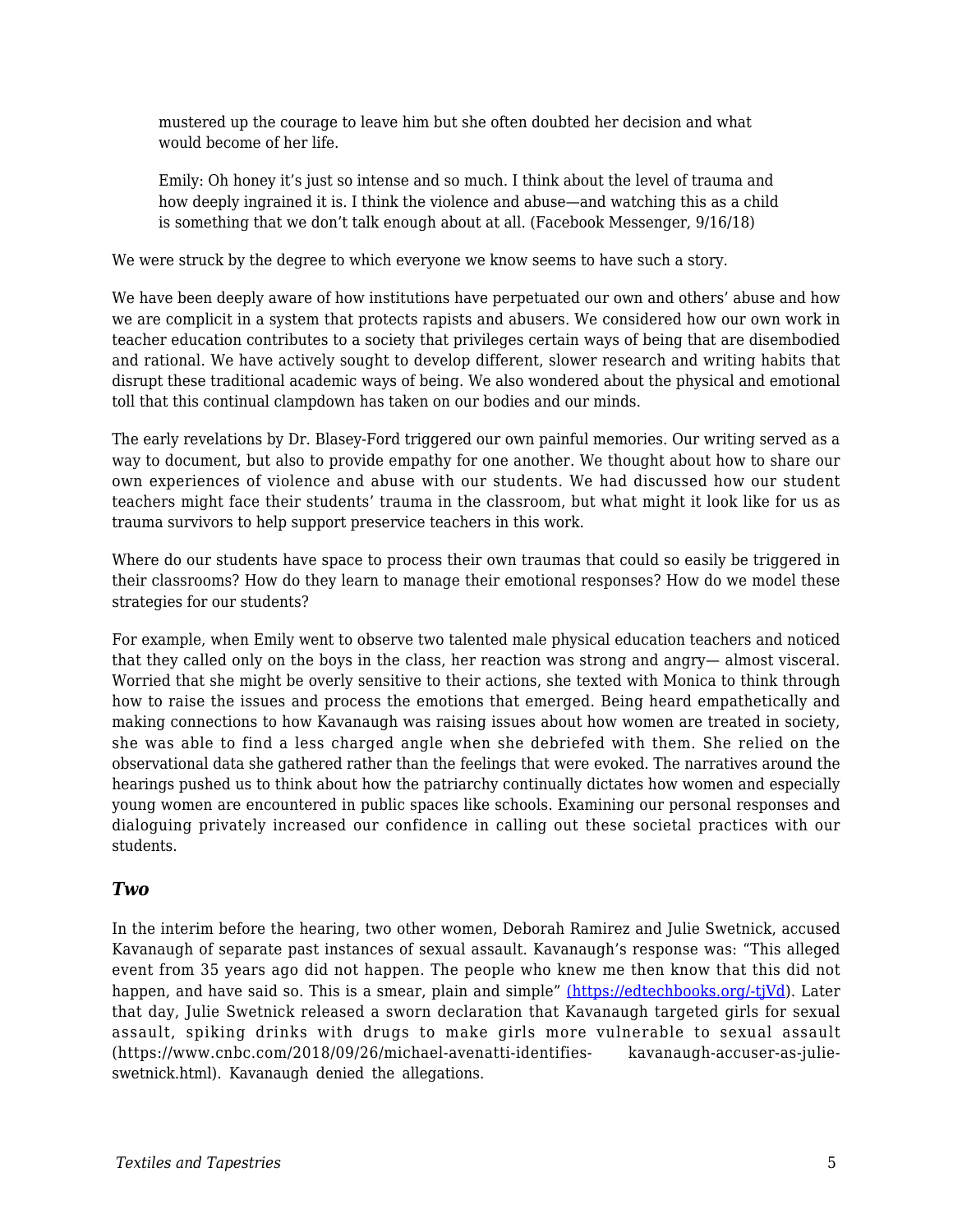> mustered up the courage to leave him but she often doubted her decision and what would become of her life.
>
> Emily: Oh honey it's just so intense and so much. I think about the level of trauma and how deeply ingrained it is. I think the violence and abuse—and watching this as a child is something that we don't talk enough about at all. (Facebook Messenger, 9/16/18)

We were struck by the degree to which everyone we know seems to have such a story.

We have been deeply aware of how institutions have perpetuated our own and others' abuse and how we are complicit in a system that protects rapists and abusers. We considered how our own work in teacher education contributes to a society that privileges certain ways of being that are disembodied and rational. We have actively sought to develop different, slower research and writing habits that disrupt these traditional academic ways of being. We also wondered about the physical and emotional toll that this continual clampdown has taken on our bodies and our minds.

The early revelations by Dr. Blasey-Ford triggered our own painful memories. Our writing served as a way to document, but also to provide empathy for one another. We thought about how to share our own experiences of violence and abuse with our students. We had discussed how our student teachers might face their students' trauma in the classroom, but what might it look like for us as trauma survivors to help support preservice teachers in this work.

Where do our students have space to process their own traumas that could so easily be triggered in their classrooms? How do they learn to manage their emotional responses? How do we model these strategies for our students?

For example, when Emily went to observe two talented male physical education teachers and noticed that they called only on the boys in the class, her reaction was strong and angry— almost visceral. Worried that she might be overly sensitive to their actions, she texted with Monica to think through how to raise the issues and process the emotions that emerged. Being heard empathetically and making connections to how Kavanaugh was raising issues about how women are treated in society, she was able to find a less charged angle when she debriefed with them. She relied on the observational data she gathered rather than the feelings that were evoked. The narratives around the hearings pushed us to think about how the patriarchy continually dictates how women and especially young women are encountered in public spaces like schools. Examining our personal responses and dialoguing privately increased our confidence in calling out these societal practices with our students.

### *Two*

In the interim before the hearing, two other women, Deborah Ramirez and Julie Swetnick, accused Kavanaugh of separate past instances of sexual assault. Kavanaugh's response was: "This alleged event from 35 years ago did not happen. The people who knew me then know that this did not happen, and have said so. This is a smear, plain and simple" [(https://edtechbooks.org/-tjVd)](https://edtechbooks.org/-tjVd). Later that day, Julie Swetnick released a sworn declaration that Kavanaugh targeted girls for sexual assault, spiking drinks with drugs to make girls more vulnerable to sexual assault (https://www.cnbc.com/2018/09/26/michael-avenatti-identifies- kavanaugh-accuser-as-julie-swetnick.html). Kavanaugh denied the allegations.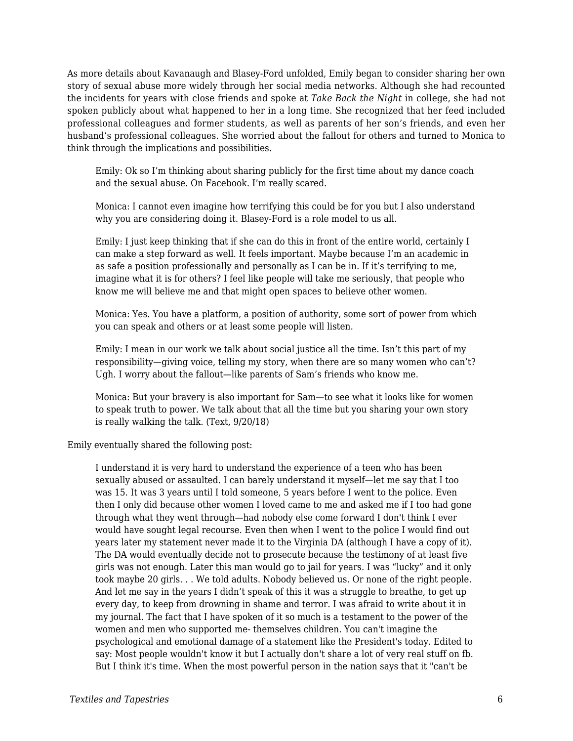As more details about Kavanaugh and Blasey-Ford unfolded, Emily began to consider sharing her own story of sexual abuse more widely through her social media networks. Although she had recounted the incidents for years with close friends and spoke at *Take Back the Night* in college, she had not spoken publicly about what happened to her in a long time. She recognized that her feed included professional colleagues and former students, as well as parents of her son's friends, and even her husband's professional colleagues. She worried about the fallout for others and turned to Monica to think through the implications and possibilities.

> Emily: Ok so I'm thinking about sharing publicly for the first time about my dance coach and the sexual abuse. On Facebook. I'm really scared.
>
> Monica: I cannot even imagine how terrifying this could be for you but I also understand why you are considering doing it. Blasey-Ford is a role model to us all.
>
> Emily: I just keep thinking that if she can do this in front of the entire world, certainly I can make a step forward as well. It feels important. Maybe because I'm an academic in as safe a position professionally and personally as I can be in. If it's terrifying to me, imagine what it is for others? I feel like people will take me seriously, that people who know me will believe me and that might open spaces to believe other women.
>
> Monica: Yes. You have a platform, a position of authority, some sort of power from which you can speak and others or at least some people will listen.
>
> Emily: I mean in our work we talk about social justice all the time. Isn't this part of my responsibility—giving voice, telling my story, when there are so many women who can't? Ugh. I worry about the fallout—like parents of Sam's friends who know me.
>
> Monica: But your bravery is also important for Sam—to see what it looks like for women to speak truth to power. We talk about that all the time but you sharing your own story is really walking the talk. (Text, 9/20/18)

Emily eventually shared the following post:

> I understand it is very hard to understand the experience of a teen who has been sexually abused or assaulted. I can barely understand it myself—let me say that I too was 15. It was 3 years until I told someone, 5 years before I went to the police. Even then I only did because other women I loved came to me and asked me if I too had gone through what they went through—had nobody else come forward I don't think I ever would have sought legal recourse. Even then when I went to the police I would find out years later my statement never made it to the Virginia DA (although I have a copy of it). The DA would eventually decide not to prosecute because the testimony of at least five girls was not enough. Later this man would go to jail for years. I was "lucky" and it only took maybe 20 girls. . . We told adults. Nobody believed us. Or none of the right people. And let me say in the years I didn't speak of this it was a struggle to breathe, to get up every day, to keep from drowning in shame and terror. I was afraid to write about it in my journal. The fact that I have spoken of it so much is a testament to the power of the women and men who supported me- themselves children. You can't imagine the psychological and emotional damage of a statement like the President's today. Edited to say: Most people wouldn't know it but I actually don't share a lot of very real stuff on fb. But I think it's time. When the most powerful person in the nation says that it "can't be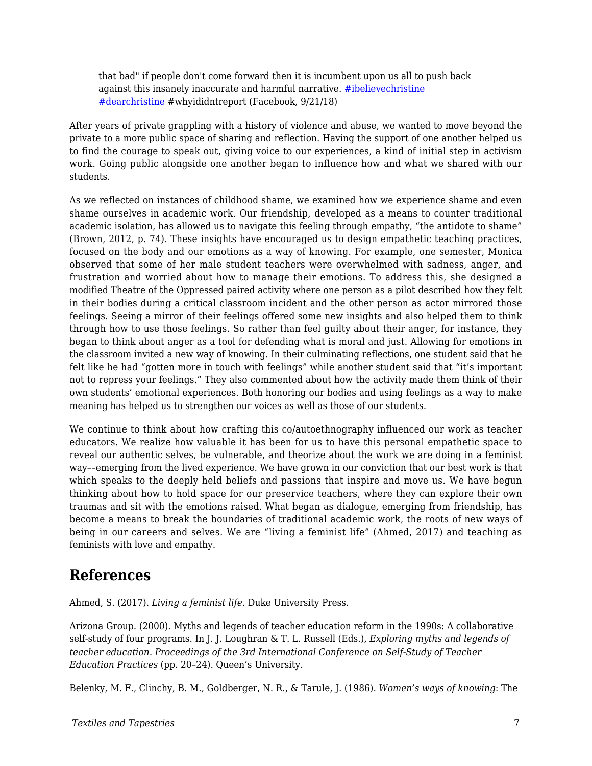> that bad" if people don't come forward then it is incumbent upon us all to push back against this insanely inaccurate and harmful narrative. #ibelievechristine #dearchristine #whyididntreport (Facebook, 9/21/18)

After years of private grappling with a history of violence and abuse, we wanted to move beyond the private to a more public space of sharing and reflection. Having the support of one another helped us to find the courage to speak out, giving voice to our experiences, a kind of initial step in activism work. Going public alongside one another began to influence how and what we shared with our students.

As we reflected on instances of childhood shame, we examined how we experience shame and even shame ourselves in academic work. Our friendship, developed as a means to counter traditional academic isolation, has allowed us to navigate this feeling through empathy, "the antidote to shame" (Brown, 2012, p. 74). These insights have encouraged us to design empathetic teaching practices, focused on the body and our emotions as a way of knowing. For example, one semester, Monica observed that some of her male student teachers were overwhelmed with sadness, anger, and frustration and worried about how to manage their emotions. To address this, she designed a modified Theatre of the Oppressed paired activity where one person as a pilot described how they felt in their bodies during a critical classroom incident and the other person as actor mirrored those feelings. Seeing a mirror of their feelings offered some new insights and also helped them to think through how to use those feelings. So rather than feel guilty about their anger, for instance, they began to think about anger as a tool for defending what is moral and just. Allowing for emotions in the classroom invited a new way of knowing. In their culminating reflections, one student said that he felt like he had "gotten more in touch with feelings" while another student said that "it's important not to repress your feelings." They also commented about how the activity made them think of their own students' emotional experiences. Both honoring our bodies and using feelings as a way to make meaning has helped us to strengthen our voices as well as those of our students.

We continue to think about how crafting this co/autoethnography influenced our work as teacher educators. We realize how valuable it has been for us to have this personal empathetic space to reveal our authentic selves, be vulnerable, and theorize about the work we are doing in a feminist way––emerging from the lived experience. We have grown in our conviction that our best work is that which speaks to the deeply held beliefs and passions that inspire and move us. We have begun thinking about how to hold space for our preservice teachers, where they can explore their own traumas and sit with the emotions raised. What began as dialogue, emerging from friendship, has become a means to break the boundaries of traditional academic work, the roots of new ways of being in our careers and selves. We are "living a feminist life" (Ahmed, 2017) and teaching as feminists with love and empathy.

## References

Ahmed, S. (2017). *Living a feminist life.* Duke University Press.

Arizona Group. (2000). Myths and legends of teacher education reform in the 1990s: A collaborative self-study of four programs. In J. J. Loughran & T. L. Russell (Eds.), *Exploring myths and legends of teacher education. Proceedings of the 3rd International Conference on Self-Study of Teacher Education Practices* (pp. 20–24). Queen's University.

Belenky, M. F., Clinchy, B. M., Goldberger, N. R., & Tarule, J. (1986). *Women's ways of knowing*: The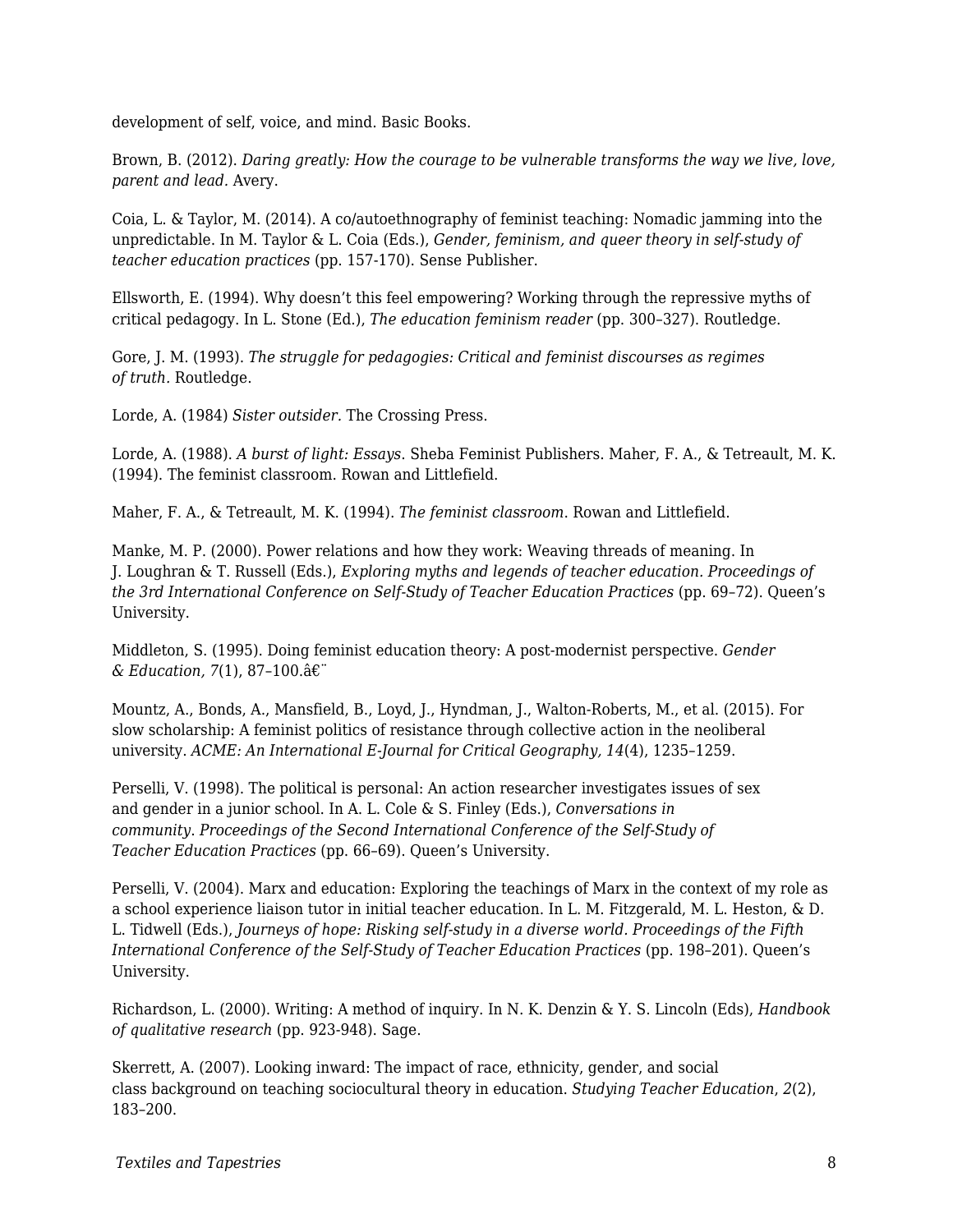development of self, voice, and mind. Basic Books.

Brown, B. (2012). *Daring greatly: How the courage to be vulnerable transforms the way we live, love, parent and lead.* Avery.

Coia, L. & Taylor, M. (2014). A co/autoethnography of feminist teaching: Nomadic jamming into the unpredictable. In M. Taylor & L. Coia (Eds.), *Gender, feminism, and queer theory in self-study of teacher education practices* (pp. 157-170). Sense Publisher.

Ellsworth, E. (1994). Why doesn't this feel empowering? Working through the repressive myths of critical pedagogy. In L. Stone (Ed.), *The education feminism reader* (pp. 300–327). Routledge.

Gore, J. M. (1993). *The struggle for pedagogies: Critical and feminist discourses as regimes of truth.* Routledge.

Lorde, A. (1984) *Sister outsider.* The Crossing Press.

Lorde, A. (1988). *A burst of light: Essays.* Sheba Feminist Publishers. Maher, F. A., & Tetreault, M. K. (1994). The feminist classroom. Rowan and Littlefield.

Maher, F. A., & Tetreault, M. K. (1994). *The feminist classroom*. Rowan and Littlefield.

Manke, M. P. (2000). Power relations and how they work: Weaving threads of meaning. In J. Loughran & T. Russell (Eds.), *Exploring myths and legends of teacher education. Proceedings of the 3rd International Conference on Self-Study of Teacher Education Practices* (pp. 69–72). Queen's University.

Middleton, S. (1995). Doing feminist education theory: A post-modernist perspective. *Gender & Education, 7*(1), 87–100.â€¨

Mountz, A., Bonds, A., Mansfield, B., Loyd, J., Hyndman, J., Walton-Roberts, M., et al. (2015). For slow scholarship: A feminist politics of resistance through collective action in the neoliberal university. *ACME: An International E-Journal for Critical Geography, 14*(4), 1235–1259.

Perselli, V. (1998). The political is personal: An action researcher investigates issues of sex and gender in a junior school. In A. L. Cole & S. Finley (Eds.), *Conversations in community. Proceedings of the Second International Conference of the Self-Study of Teacher Education Practices* (pp. 66–69). Queen's University.

Perselli, V. (2004). Marx and education: Exploring the teachings of Marx in the context of my role as a school experience liaison tutor in initial teacher education. In L. M. Fitzgerald, M. L. Heston, & D. L. Tidwell (Eds.), *Journeys of hope: Risking self-study in a diverse world. Proceedings of the Fifth International Conference of the Self-Study of Teacher Education Practices* (pp. 198–201). Queen's University.

Richardson, L. (2000). Writing: A method of inquiry. In N. K. Denzin & Y. S. Lincoln (Eds), *Handbook of qualitative research* (pp. 923-948). Sage.

Skerrett, A. (2007). Looking inward: The impact of race, ethnicity, gender, and social class background on teaching sociocultural theory in education. *Studying Teacher Education*, *2*(2), 183–200.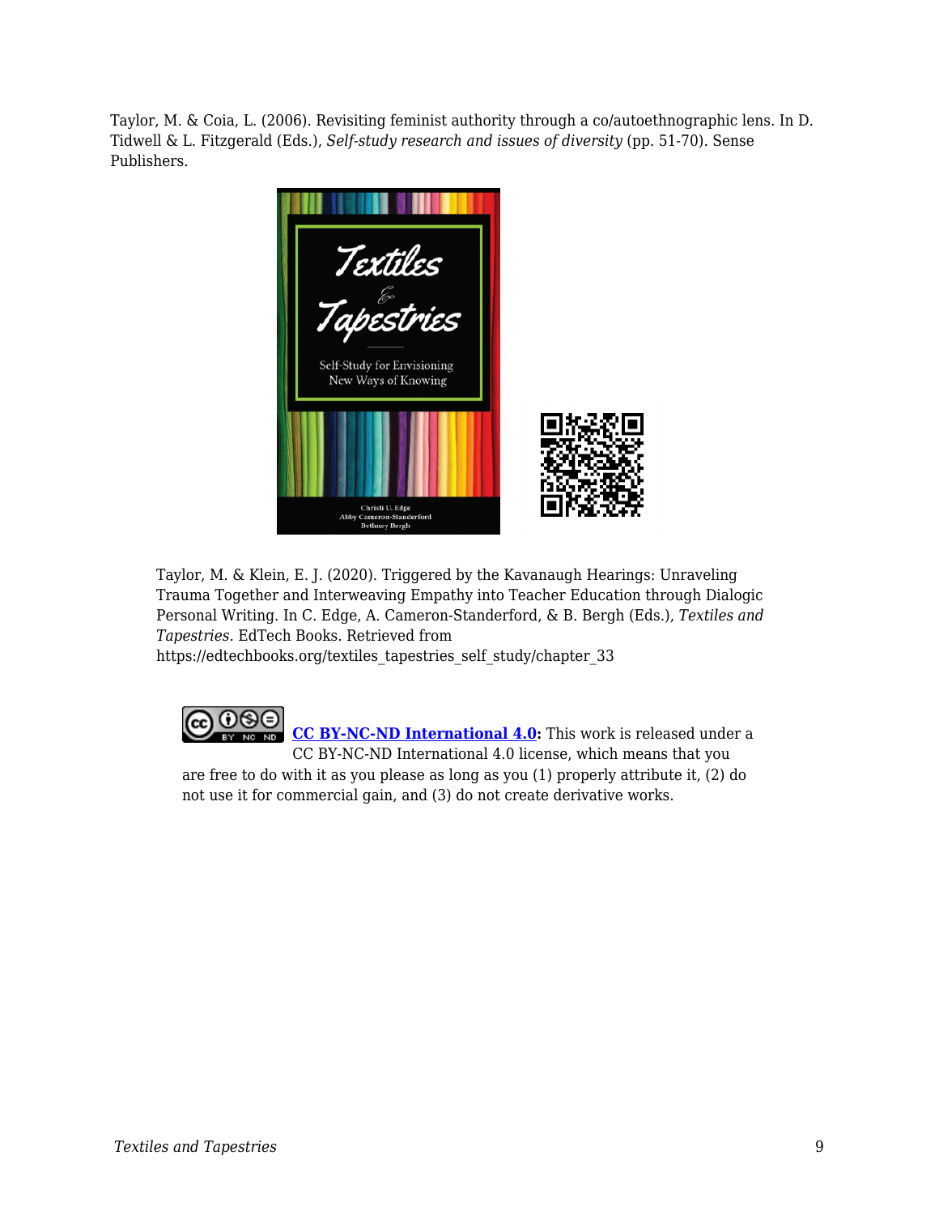Taylor, M. & Coia, L. (2006). Revisiting feminist authority through a co/autoethnographic lens. In D. Tidwell & L. Fitzgerald (Eds.), *Self-study research and issues of diversity* (pp. 51-70). Sense Publishers.

Taylor, M. & Klein, E. J. (2020). Triggered by the Kavanaugh Hearings: Unraveling Trauma Together and Interweaving Empathy into Teacher Education through Dialogic Personal Writing. In C. Edge, A. Cameron-Standerford, & B. Bergh (Eds.), *Textiles and Tapestries*. EdTech Books. Retrieved from https://edtechbooks.org/textiles_tapestries_self_study/chapter_33

**CC BY-NC-ND International 4.0:** This work is released under a CC BY-NC-ND International 4.0 license, which means that you are free to do with it as you please as long as you (1) properly attribute it, (2) do not use it for commercial gain, and (3) do not create derivative works.